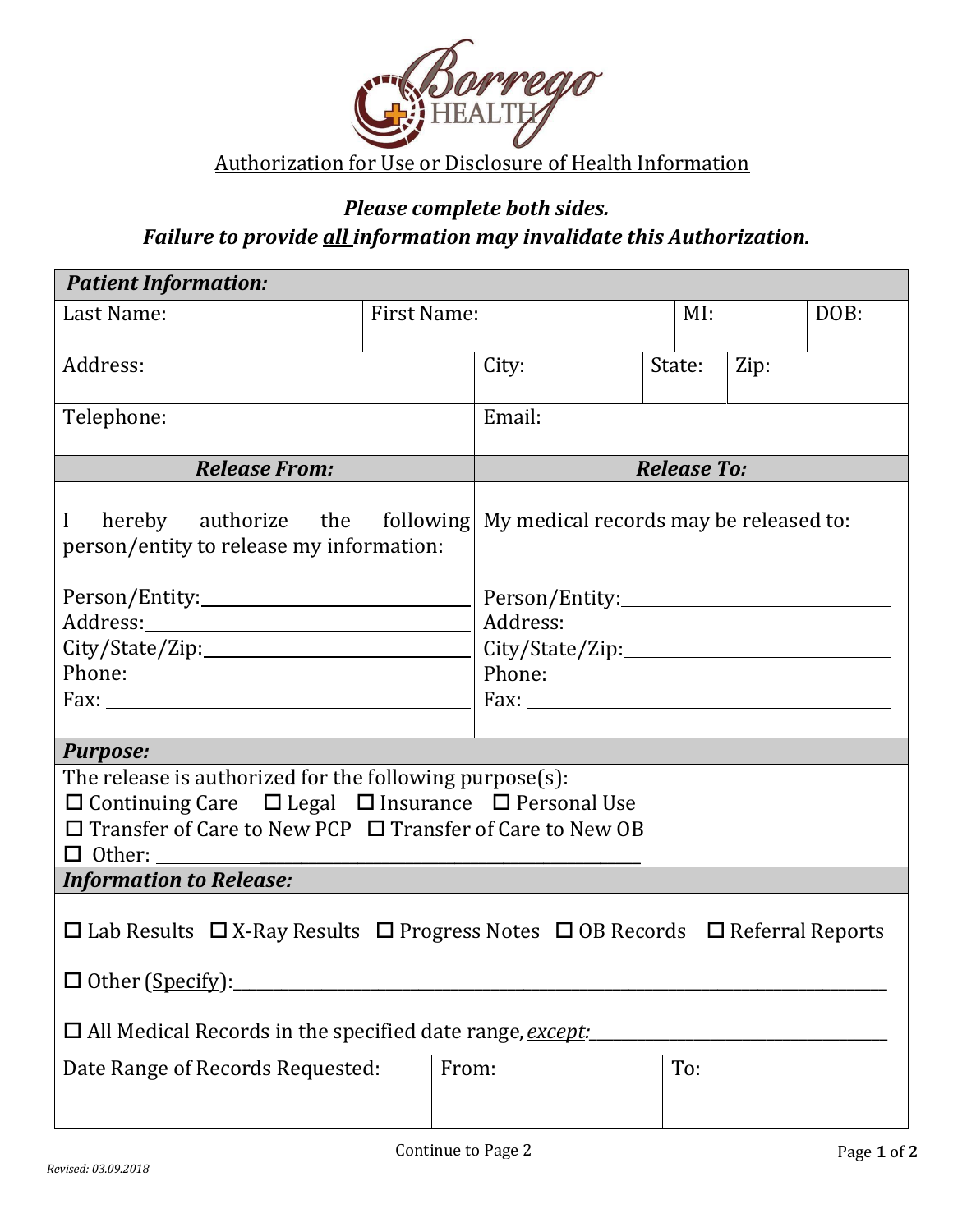Borrego HEALTH

# Authorization for Use or Disclosure of Health Information

***Please complete both sides.***
***Failure to provide all information may invalidate this Authorization.***

| ***Patient Information:*** | | | | | | |
|---|---|---|---|---|---|---|
| Last Name: | First Name: | | | MI: | | DOB: |
| Address: | | City: | State: | | Zip: | |
| Telephone: | | Email: | | | | |

| ***Release From:*** | ***Release To:*** |
|---|---|
| I hereby authorize the following person/entity to release my information: | My medical records may be released to: |
| Person/Entity:______________________ | Person/Entity:______________________ |
| Address:______________________ | Address:______________________ |
| City/State/Zip:______________________ | City/State/Zip:______________________ |
| Phone:______________________ | Phone:______________________ |
| Fax:______________________ | Fax:______________________ |

***Purpose:***

The release is authorized for the following purpose(s):

☐ Continuing Care ☐ Legal ☐ Insurance ☐ Personal Use
☐ Transfer of Care to New PCP ☐ Transfer of Care to New OB
☐ Other: ______________________________________

***Information to Release:***

☐ Lab Results ☐ X-Ray Results ☐ Progress Notes ☐ OB Records ☐ Referral Reports

☐ Other (Specify):______________________________________

☐ All Medical Records in the specified date range, *except:*______________________

| Date Range of Records Requested: | From: | To: |
|---|---|---|

Continue to Page 2

*Revised: 03.09.2018*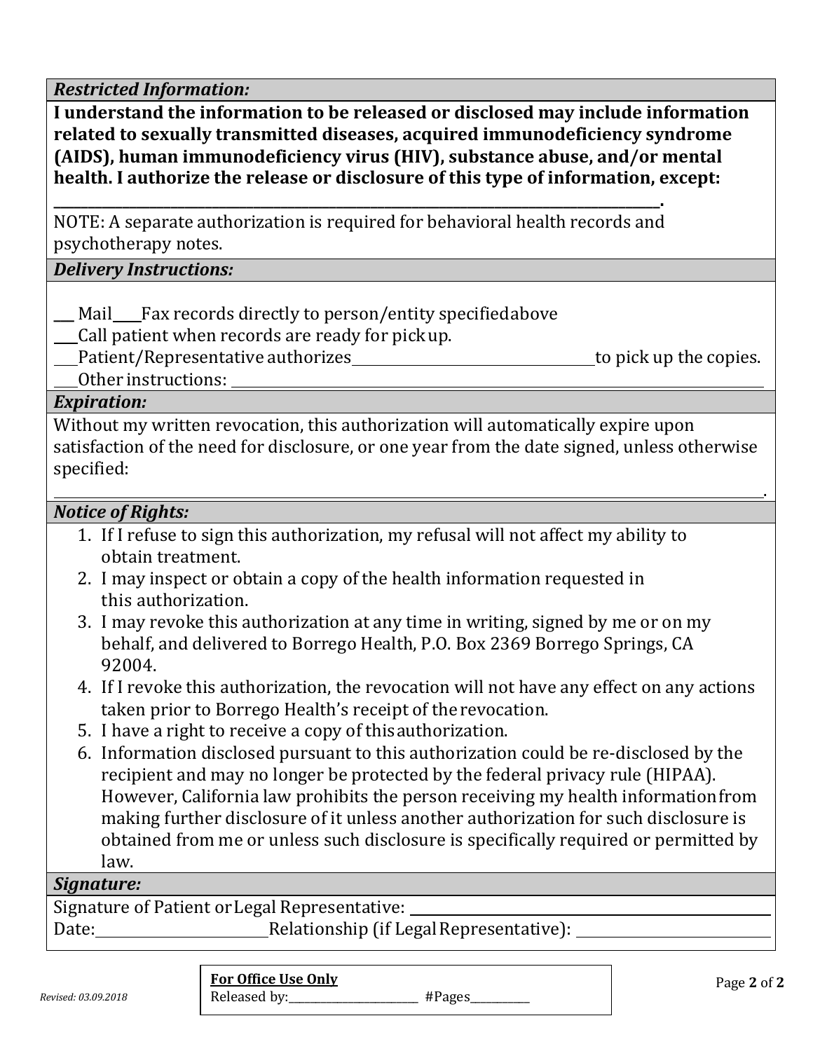***Restricted Information:***

**I understand the information to be released or disclosed may include information related to sexually transmitted diseases, acquired immunodeficiency syndrome (AIDS), human immunodeficiency virus (HIV), substance abuse, and/or mental health. I authorize the release or disclosure of this type of information, except:**

**\_\_\_\_\_\_\_\_\_\_\_\_\_\_\_\_\_\_\_\_\_\_\_\_\_\_\_\_\_\_\_\_\_\_\_\_\_\_\_\_\_\_\_\_\_\_\_\_\_\_\_\_\_\_\_\_\_\_\_\_\_\_\_\_\_\_\_\_\_\_\_\_\_\_\_\_\_\_\_\_.**

NOTE: A separate authorization is required for behavioral health records and psychotherapy notes.

***Delivery Instructions:***

\_\_\_ Mail \_\_\_\_ Fax records directly to person/entity specified above

\_\_\_ Call patient when records are ready for pick up.

\_\_\_ Patient/Representative authorizes \_\_\_\_\_\_\_\_\_\_\_\_\_\_\_\_\_\_\_\_\_\_\_\_\_\_\_\_\_\_\_\_ to pick up the copies.

\_\_\_ Other instructions: \_\_\_\_\_\_\_\_\_\_\_\_\_\_\_\_\_\_\_\_\_\_\_\_\_\_\_\_\_\_\_\_\_\_\_\_\_\_\_\_\_\_\_\_\_\_\_\_\_\_\_\_\_\_\_\_\_\_\_\_\_\_\_\_\_\_\_\_\_\_\_\_\_\_

***Expiration:***

Without my written revocation, this authorization will automatically expire upon satisfaction of the need for disclosure, or one year from the date signed, unless otherwise specified:

\_\_\_\_\_\_\_\_\_\_\_\_\_\_\_\_\_\_\_\_\_\_\_\_\_\_\_\_\_\_\_\_\_\_\_\_\_\_\_\_\_\_\_\_\_\_\_\_\_\_\_\_\_\_\_\_\_\_\_\_\_\_\_\_\_\_\_\_\_\_\_\_\_\_\_\_\_\_\_\_\_\_\_\_\_\_\_\_\_\_\_\_.

***Notice of Rights:***

1. If I refuse to sign this authorization, my refusal will not affect my ability to obtain treatment.
2. I may inspect or obtain a copy of the health information requested in this authorization.
3. I may revoke this authorization at any time in writing, signed by me or on my behalf, and delivered to Borrego Health, P.O. Box 2369 Borrego Springs, CA 92004.
4. If I revoke this authorization, the revocation will not have any effect on any actions taken prior to Borrego Health's receipt of the revocation.
5. I have a right to receive a copy of this authorization.
6. Information disclosed pursuant to this authorization could be re-disclosed by the recipient and may no longer be protected by the federal privacy rule (HIPAA). However, California law prohibits the person receiving my health information from making further disclosure of it unless another authorization for such disclosure is obtained from me or unless such disclosure is specifically required or permitted by law.

***Signature:***

Signature of Patient or Legal Representative: \_\_\_\_\_\_\_\_\_\_\_\_\_\_\_\_\_\_\_\_\_\_\_\_\_\_\_\_\_\_\_\_\_\_\_\_\_\_\_\_

Date: \_\_\_\_\_\_\_\_\_\_\_\_\_\_\_\_\_\_\_\_ Relationship (if Legal Representative): \_\_\_\_\_\_\_\_\_\_\_\_\_\_\_\_\_\_\_\_\_\_\_

*Revised: 03.09.2018*

**For Office Use Only**

Released by:\_\_\_\_\_\_\_\_\_\_\_\_\_\_\_\_\_\_\_\_\_\_ #Pages\_\_\_\_\_\_\_\_\_\_